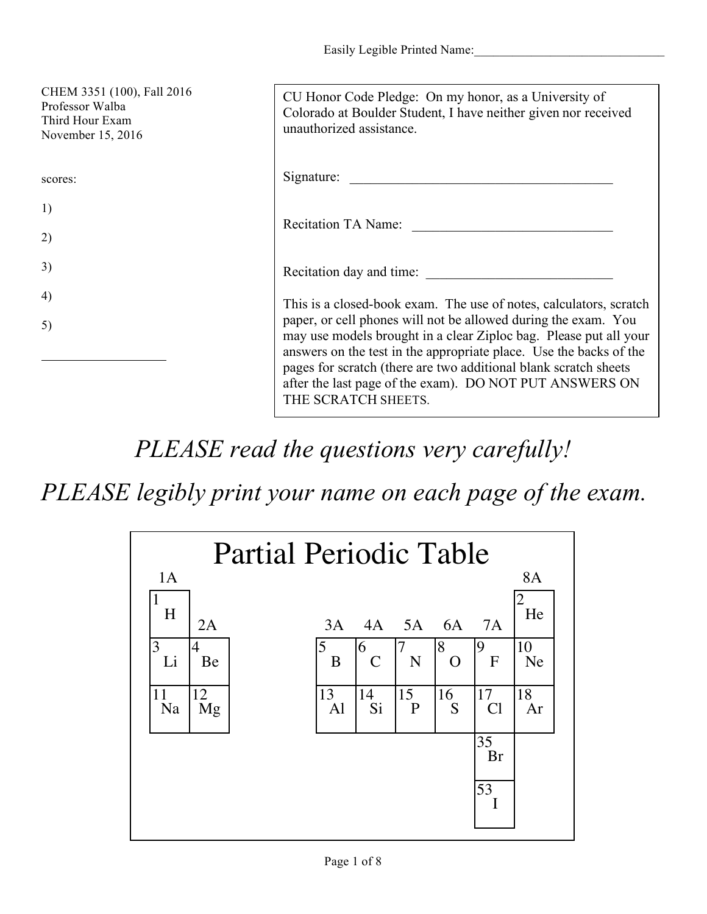Easily Legible Printed Name:_______________________________

CHEM 3351 (100), Fall 2016
Professor Walba
Third Hour Exam
November 15, 2016

scores:

1)

2)

3)

4)

5)

___________________

CU Honor Code Pledge: On my honor, as a University of Colorado at Boulder Student, I have neither given nor received unauthorized assistance.

Signature: _________________________________________

Recitation TA Name: ______________________________

Recitation day and time: ____________________________

This is a closed-book exam. The use of notes, calculators, scratch paper, or cell phones will not be allowed during the exam. You may use models brought in a clear Ziploc bag. Please put all your answers on the test in the appropriate place. Use the backs of the pages for scratch (there are two additional blank scratch sheets after the last page of the exam). DO NOT PUT ANSWERS ON THE SCRATCH SHEETS.

*PLEASE read the questions very carefully!*

*PLEASE legibly print your name on each page of the exam.*

# Partial Periodic Table

| 1A | 2A | 3A | 4A | 5A | 6A | 7A | 8A |
| --- | --- | --- | --- | --- | --- | --- | --- |
| 1 H | | | | | | | 2 He |
| 3 Li | 4 Be | 5 B | 6 C | 7 N | 8 O | 9 F | 10 Ne |
| 11 Na | 12 Mg | 13 Al | 14 Si | 15 P | 16 S | 17 Cl | 18 Ar |
| | | | | | | 35 Br | |
| | | | | | | 53 I | |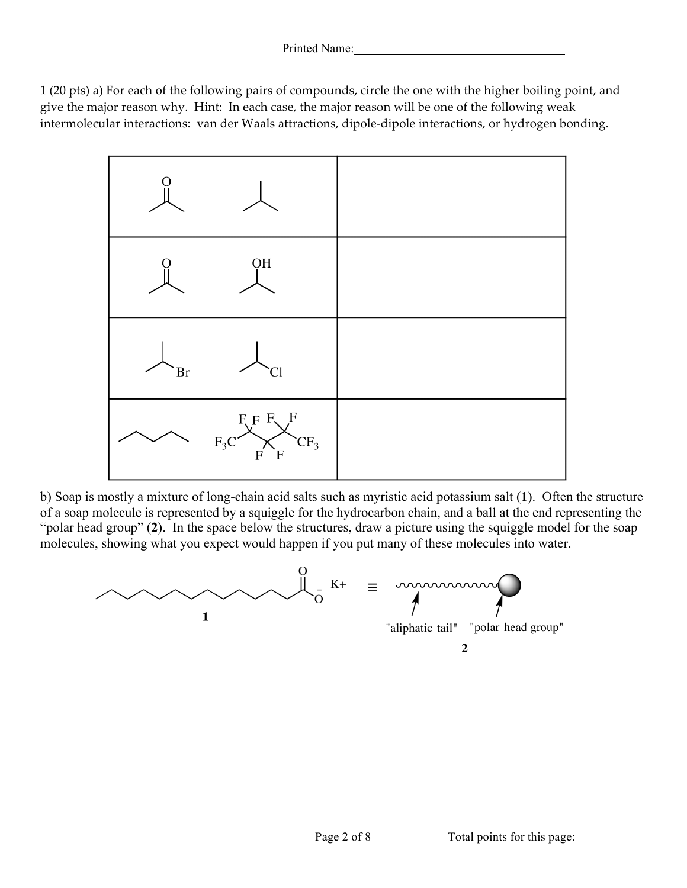Printed Name:\_\_\_\_\_\_\_\_\_\_\_\_\_\_\_\_\_\_\_\_\_\_\_\_\_\_\_\_\_\_\_\_\_\_\_\_

1 (20 pts) a) For each of the following pairs of compounds, circle the one with the higher boiling point, and give the major reason why. Hint: In each case, the major reason will be one of the following weak intermolecular interactions: van der Waals attractions, dipole-dipole interactions, or hydrogen bonding.

| Compounds | Reason |
|---|---|
| (acetone) (isobutane) | |
| (acetone) OH (isopropanol) | |
| Br (2-bromopropane) Cl (2-chloropropane) | |
| (pentane) $F_3C$–$CF_2$–$CF_2$–$CF_2$–$CF_3$ (F F F F / F F) | |

b) Soap is mostly a mixture of long-chain acid salts such as myristic acid potassium salt (**1**). Often the structure of a soap molecule is represented by a squiggle for the hydrocarbon chain, and a ball at the end representing the "polar head group" (**2**). In the space below the structures, draw a picture using the squiggle model for the soap molecules, showing what you expect would happen if you put many of these molecules into water.

**1** (O, $O^-$ $K+$) ≡ **2** "aliphatic tail" "polar head group"

Total points for this page: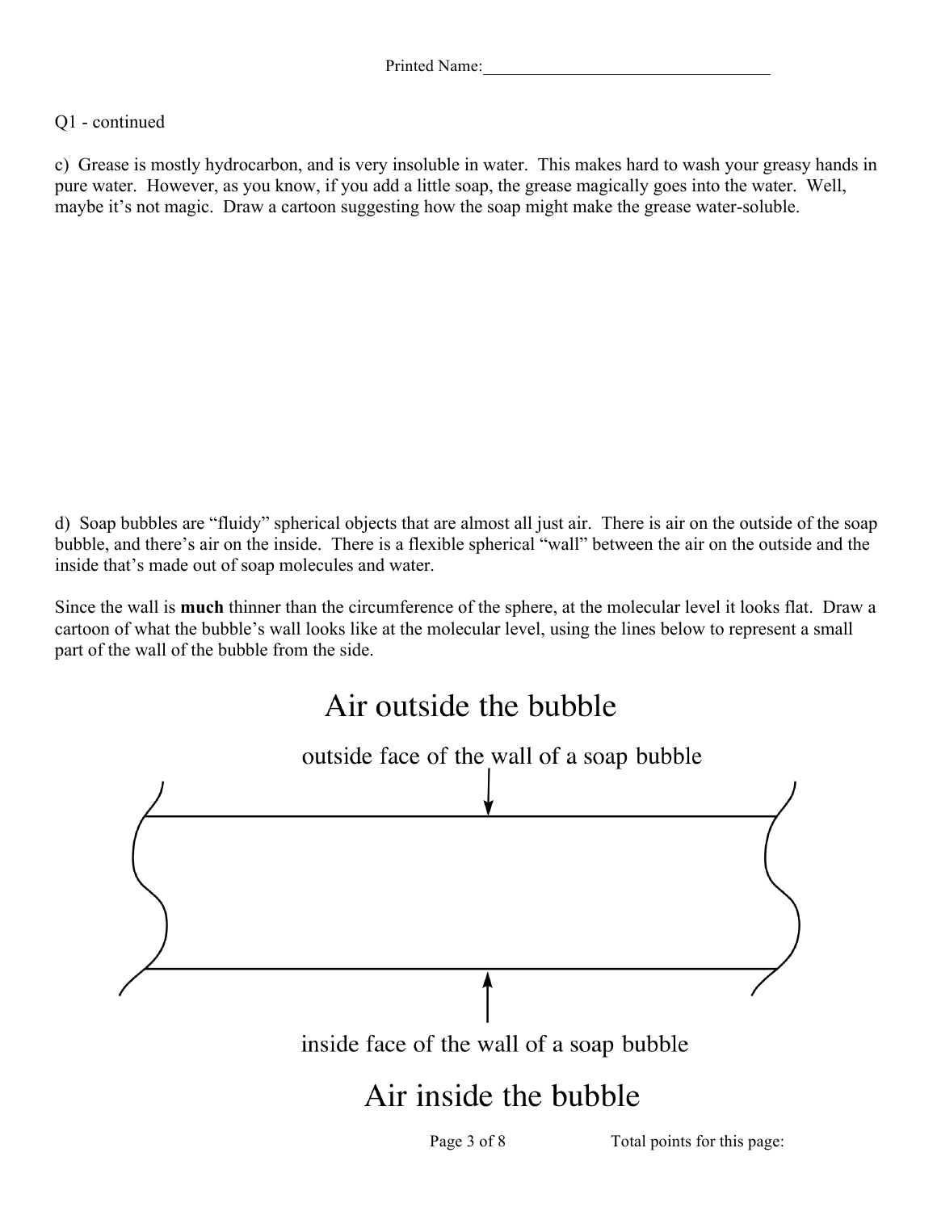Printed Name:

Q1 - continued

c) Grease is mostly hydrocarbon, and is very insoluble in water. This makes hard to wash your greasy hands in pure water. However, as you know, if you add a little soap, the grease magically goes into the water. Well, maybe it's not magic. Draw a cartoon suggesting how the soap might make the grease water-soluble.

d) Soap bubbles are "fluidy" spherical objects that are almost all just air. There is air on the outside of the soap bubble, and there's air on the inside. There is a flexible spherical "wall" between the air on the outside and the inside that's made out of soap molecules and water.

Since the wall is **much** thinner than the circumference of the sphere, at the molecular level it looks flat. Draw a cartoon of what the bubble's wall looks like at the molecular level, using the lines below to represent a small part of the wall of the bubble from the side.

Air outside the bubble

outside face of the wall of a soap bubble

inside face of the wall of a soap bubble

Air inside the bubble

Total points for this page: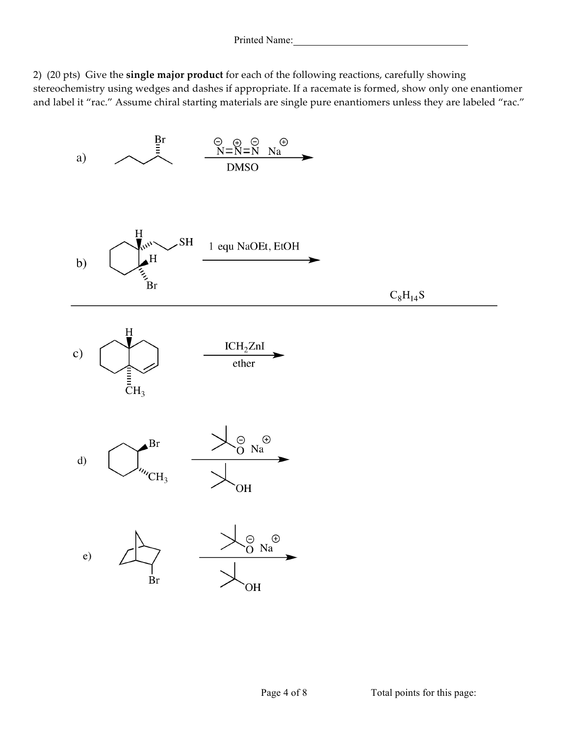Printed Name:___________________________________

2) (20 pts) Give the **single major product** for each of the following reactions, carefully showing stereochemistry using wedges and dashes if appropriate. If a racemate is formed, show only one enantiomer and label it "rac." Assume chiral starting materials are single pure enantiomers unless they are labeled "rac."

a) Reagents: $\overset{\ominus}{N}=\overset{\oplus}{N}=\overset{\ominus}{N}$ $\overset{\oplus}{Na}$, DMSO

b) Reagents: 1 equ NaOEt, EtOH

$C_8H_{14}S$

c) Reagents: $ICH_2ZnI$, ether

d) Reagents: $(CH_3)_3CO^{\ominus}$ $Na^{\oplus}$, $(CH_3)_3COH$

e) Reagents: $(CH_3)_3CO^{\ominus}$ $Na^{\oplus}$, $(CH_3)_3COH$

Total points for this page: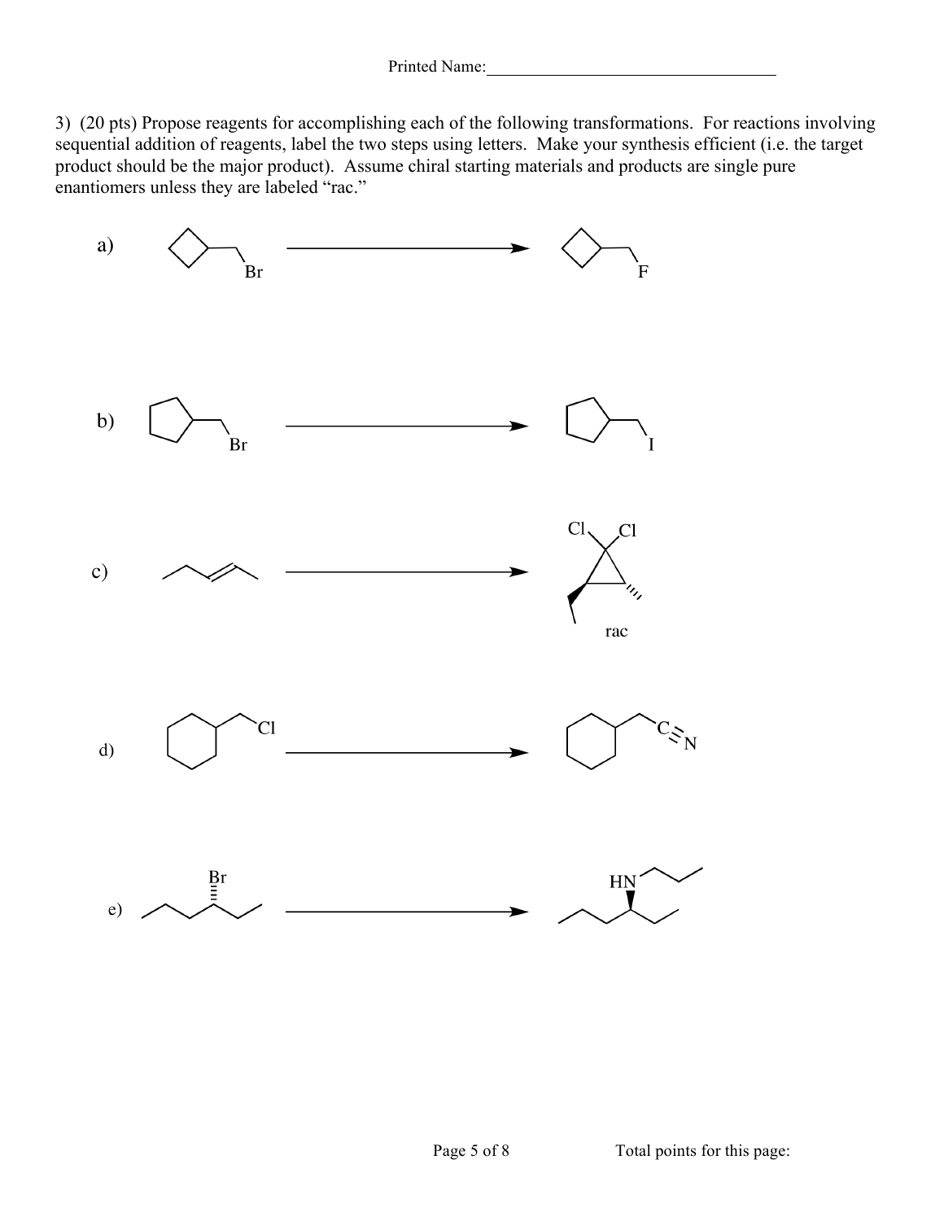Printed Name:\_\_\_\_\_\_\_\_\_\_\_\_\_\_\_\_\_\_\_\_\_\_\_\_\_\_\_\_\_\_\_\_\_\_

3) (20 pts) Propose reagents for accomplishing each of the following transformations. For reactions involving sequential addition of reagents, label the two steps using letters. Make your synthesis efficient (i.e. the target product should be the major product). Assume chiral starting materials and products are single pure enantiomers unless they are labeled "rac."

a) Br ⟶ F

b) Br ⟶ I

c) ⟶ Cl Cl rac

d) Cl ⟶ C≡N

e) Br ⟶ HN

Total points for this page: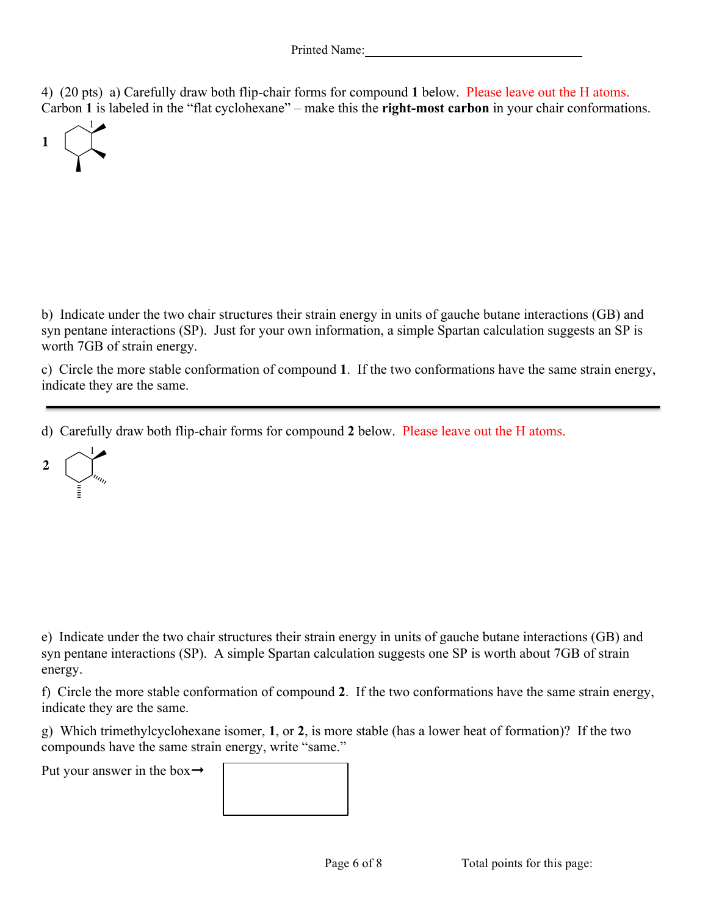Printed Name:________________________________

4) (20 pts) a) Carefully draw both flip-chair forms for compound **1** below. Please leave out the H atoms. Carbon **1** is labeled in the "flat cyclohexane" – make this the **right-most carbon** in your chair conformations.

**1**

b) Indicate under the two chair structures their strain energy in units of gauche butane interactions (GB) and syn pentane interactions (SP). Just for your own information, a simple Spartan calculation suggests an SP is worth 7GB of strain energy.

c) Circle the more stable conformation of compound **1**. If the two conformations have the same strain energy, indicate they are the same.

---

d) Carefully draw both flip-chair forms for compound **2** below. Please leave out the H atoms.

**2**

e) Indicate under the two chair structures their strain energy in units of gauche butane interactions (GB) and syn pentane interactions (SP). A simple Spartan calculation suggests one SP is worth about 7GB of strain energy.

f) Circle the more stable conformation of compound **2**. If the two conformations have the same strain energy, indicate they are the same.

g) Which trimethylcyclohexane isomer, **1**, or **2**, is more stable (has a lower heat of formation)? If the two compounds have the same strain energy, write "same."

Put your answer in the box→

Total points for this page: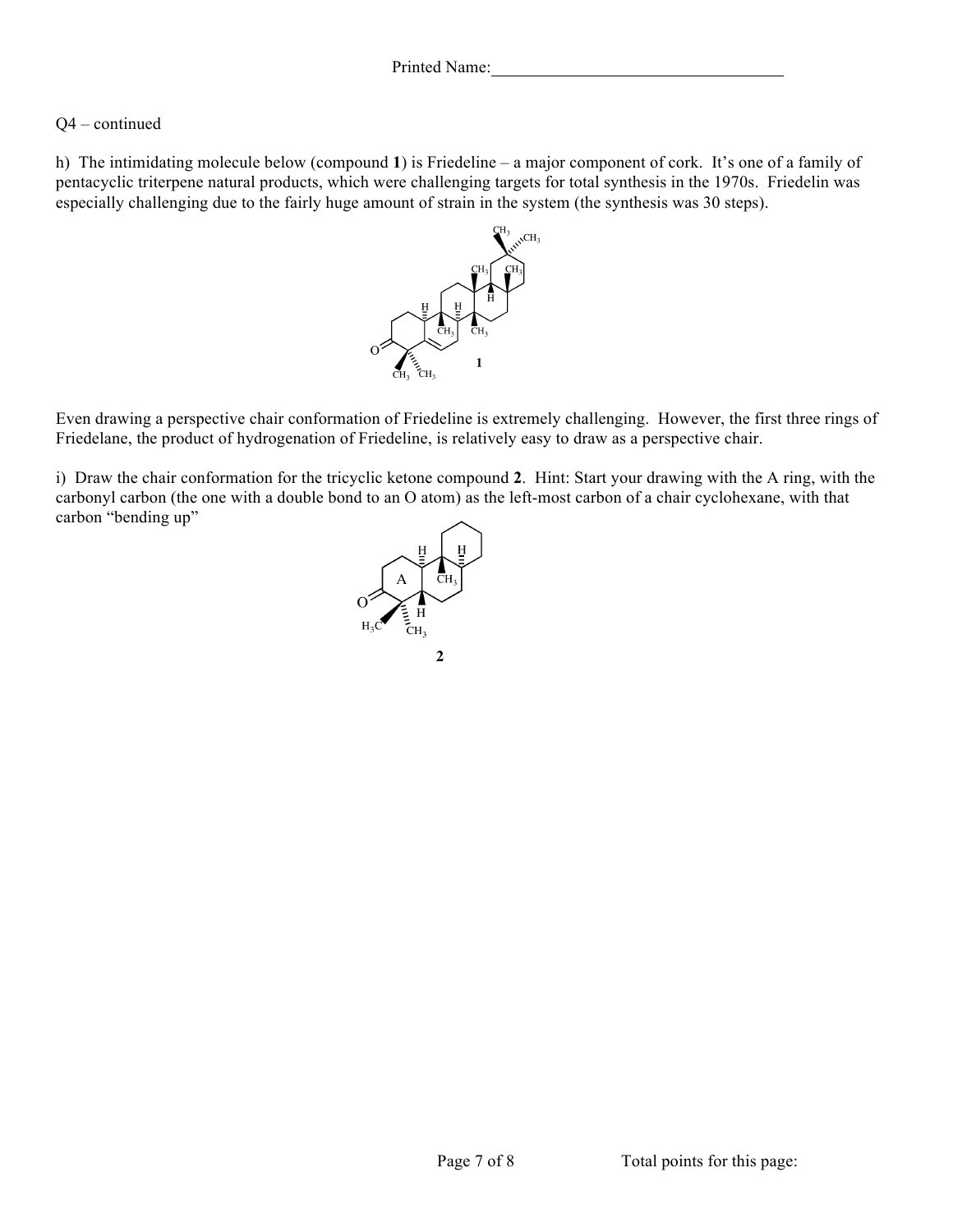Printed Name:\_\_\_\_\_\_\_\_\_\_\_\_\_\_\_\_\_\_\_\_\_\_\_\_\_\_\_\_\_\_\_\_

Q4 – continued

h) The intimidating molecule below (compound **1**) is Friedeline – a major component of cork. It's one of a family of pentacyclic triterpene natural products, which were challenging targets for total synthesis in the 1970s. Friedelin was especially challenging due to the fairly huge amount of strain in the system (the synthesis was 30 steps).

**1**

Even drawing a perspective chair conformation of Friedeline is extremely challenging. However, the first three rings of Friedelane, the product of hydrogenation of Friedeline, is relatively easy to draw as a perspective chair.

i) Draw the chair conformation for the tricyclic ketone compound **2**. Hint: Start your drawing with the A ring, with the carbonyl carbon (the one with a double bond to an O atom) as the left-most carbon of a chair cyclohexane, with that carbon "bending up"

**2**

Total points for this page: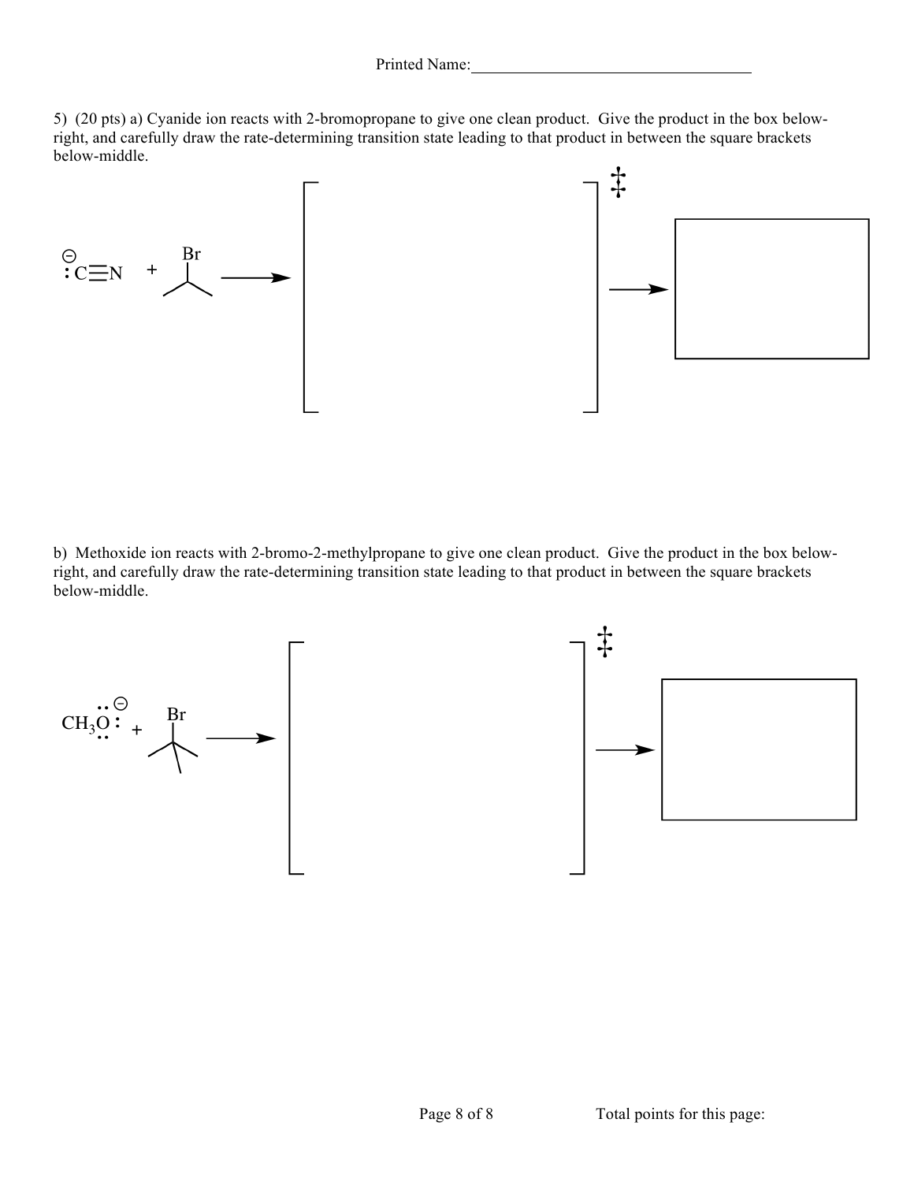Printed Name:________________________________

5) (20 pts) a) Cyanide ion reacts with 2-bromopropane to give one clean product. Give the product in the box below-right, and carefully draw the rate-determining transition state leading to that product in between the square brackets below-middle.

$^{\ominus}$:C≡N + Br ⟶ [ ]$^{\ddagger}$ ⟶ [ ]

b) Methoxide ion reacts with 2-bromo-2-methylpropane to give one clean product. Give the product in the box below-right, and carefully draw the rate-determining transition state leading to that product in between the square brackets below-middle.

$CH_3\ddot{O}:^{\ominus}$ + Br ⟶ [ ]$^{\ddagger}$ ⟶ [ ]

Total points for this page: